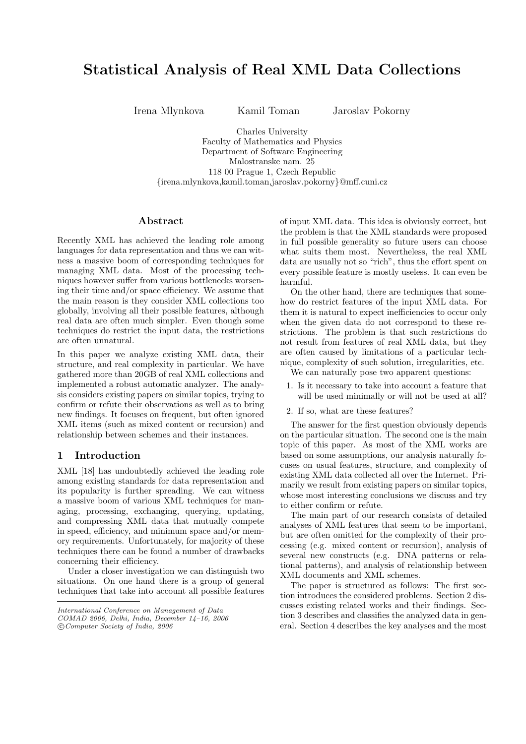# Statistical Analysis of Real XML Data Collections

Irena Mlynkova Kamil Toman Jaroslav Pokorny

Charles University
Faculty of Mathematics and Physics
Department of Software Engineering
Malostranske nam. 25
118 00 Prague 1, Czech Republic
{irena.mlynkova,kamil.toman,jaroslav.pokorny}@mff.cuni.cz

## Abstract

Recently XML has achieved the leading role among languages for data representation and thus we can witness a massive boom of corresponding techniques for managing XML data. Most of the processing techniques however suffer from various bottlenecks worsening their time and/or space efficiency. We assume that the main reason is they consider XML collections too globally, involving all their possible features, although real data are often much simpler. Even though some techniques do restrict the input data, the restrictions are often unnatural.

In this paper we analyze existing XML data, their structure, and real complexity in particular. We have gathered more than 20GB of real XML collections and implemented a robust automatic analyzer. The analysis considers existing papers on similar topics, trying to confirm or refute their observations as well as to bring new findings. It focuses on frequent, but often ignored XML items (such as mixed content or recursion) and relationship between schemes and their instances.

## 1 Introduction

XML [18] has undoubtedly achieved the leading role among existing standards for data representation and its popularity is further spreading. We can witness a massive boom of various XML techniques for managing, processing, exchanging, querying, updating, and compressing XML data that mutually compete in speed, efficiency, and minimum space and/or memory requirements. Unfortunately, for majority of these techniques there can be found a number of drawbacks concerning their efficiency.

Under a closer investigation we can distinguish two situations. On one hand there is a group of general techniques that take into account all possible features of input XML data. This idea is obviously correct, but the problem is that the XML standards were proposed in full possible generality so future users can choose what suits them most. Nevertheless, the real XML data are usually not so "rich", thus the effort spent on every possible feature is mostly useless. It can even be harmful.

On the other hand, there are techniques that somehow do restrict features of the input XML data. For them it is natural to expect inefficiencies to occur only when the given data do not correspond to these restrictions. The problem is that such restrictions do not result from features of real XML data, but they are often caused by limitations of a particular technique, complexity of such solution, irregularities, etc.

We can naturally pose two apparent questions:

1. Is it necessary to take into account a feature that will be used minimally or will not be used at all?
2. If so, what are these features?

The answer for the first question obviously depends on the particular situation. The second one is the main topic of this paper. As most of the XML works are based on some assumptions, our analysis naturally focuses on usual features, structure, and complexity of existing XML data collected all over the Internet. Primarily we result from existing papers on similar topics, whose most interesting conclusions we discuss and try to either confirm or refute.

The main part of our research consists of detailed analyses of XML features that seem to be important, but are often omitted for the complexity of their processing (e.g. mixed content or recursion), analysis of several new constructs (e.g. DNA patterns or relational patterns), and analysis of relationship between XML documents and XML schemes.

The paper is structured as follows: The first section introduces the considered problems. Section 2 discusses existing related works and their findings. Section 3 describes and classifies the analyzed data in general. Section 4 describes the key analyses and the most

*International Conference on Management of Data*
*COMAD 2006, Delhi, India, December 14–16, 2006*
*©Computer Society of India, 2006*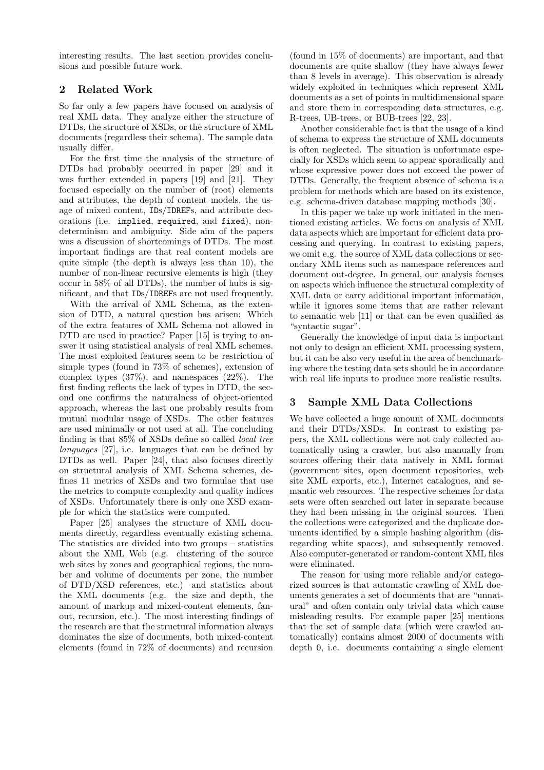interesting results. The last section provides conclusions and possible future work.

## 2 Related Work

So far only a few papers have focused on analysis of real XML data. They analyze either the structure of DTDs, the structure of XSDs, or the structure of XML documents (regardless their schema). The sample data usually differ.

For the first time the analysis of the structure of DTDs had probably occurred in paper [29] and it was further extended in papers [19] and [21]. They focused especially on the number of (root) elements and attributes, the depth of content models, the usage of mixed content, `IDs`/`IDREFs`, and attribute decorations (i.e. `implied`, `required`, and `fixed`), non-determinism and ambiguity. Side aim of the papers was a discussion of shortcomings of DTDs. The most important findings are that real content models are quite simple (the depth is always less than 10), the number of non-linear recursive elements is high (they occur in 58% of all DTDs), the number of hubs is significant, and that `IDs`/`IDREFs` are not used frequently.

With the arrival of XML Schema, as the extension of DTD, a natural question has arisen: Which of the extra features of XML Schema not allowed in DTD are used in practice? Paper [15] is trying to answer it using statistical analysis of real XML schemes. The most exploited features seem to be restriction of simple types (found in 73% of schemes), extension of complex types (37%), and namespaces (22%). The first finding reflects the lack of types in DTD, the second one confirms the naturalness of object-oriented approach, whereas the last one probably results from mutual modular usage of XSDs. The other features are used minimally or not used at all. The concluding finding is that 85% of XSDs define so called *local tree languages* [27], i.e. languages that can be defined by DTDs as well. Paper [24], that also focuses directly on structural analysis of XML Schema schemes, defines 11 metrics of XSDs and two formulae that use the metrics to compute complexity and quality indices of XSDs. Unfortunately there is only one XSD example for which the statistics were computed.

Paper [25] analyses the structure of XML documents directly, regardless eventually existing schema. The statistics are divided into two groups – statistics about the XML Web (e.g. clustering of the source web sites by zones and geographical regions, the number and volume of documents per zone, the number of DTD/XSD references, etc.) and statistics about the XML documents (e.g. the size and depth, the amount of markup and mixed-content elements, fan-out, recursion, etc.). The most interesting findings of the research are that the structural information always dominates the size of documents, both mixed-content elements (found in 72% of documents) and recursion (found in 15% of documents) are important, and that documents are quite shallow (they have always fewer than 8 levels in average). This observation is already widely exploited in techniques which represent XML documents as a set of points in multidimensional space and store them in corresponding data structures, e.g. R-trees, UB-trees, or BUB-trees [22, 23].

Another considerable fact is that the usage of a kind of schema to express the structure of XML documents is often neglected. The situation is unfortunate especially for XSDs which seem to appear sporadically and whose expressive power does not exceed the power of DTDs. Generally, the frequent absence of schema is a problem for methods which are based on its existence, e.g. schema-driven database mapping methods [30].

In this paper we take up work initiated in the mentioned existing articles. We focus on analysis of XML data aspects which are important for efficient data processing and querying. In contrast to existing papers, we omit e.g. the source of XML data collections or secondary XML items such as namespace references and document out-degree. In general, our analysis focuses on aspects which influence the structural complexity of XML data or carry additional important information, while it ignores some items that are rather relevant to semantic web [11] or that can be even qualified as "syntactic sugar".

Generally the knowledge of input data is important not only to design an efficient XML processing system, but it can be also very useful in the area of benchmarking where the testing data sets should be in accordance with real life inputs to produce more realistic results.

## 3 Sample XML Data Collections

We have collected a huge amount of XML documents and their DTDs/XSDs. In contrast to existing papers, the XML collections were not only collected automatically using a crawler, but also manually from sources offering their data natively in XML format (government sites, open document repositories, web site XML exports, etc.), Internet catalogues, and semantic web resources. The respective schemes for data sets were often searched out later in separate because they had been missing in the original sources. Then the collections were categorized and the duplicate documents identified by a simple hashing algorithm (disregarding white spaces), and subsequently removed. Also computer-generated or random-content XML files were eliminated.

The reason for using more reliable and/or categorized sources is that automatic crawling of XML documents generates a set of documents that are "unnatural" and often contain only trivial data which cause misleading results. For example paper [25] mentions that the set of sample data (which were crawled automatically) contains almost 2000 of documents with depth 0, i.e. documents containing a single element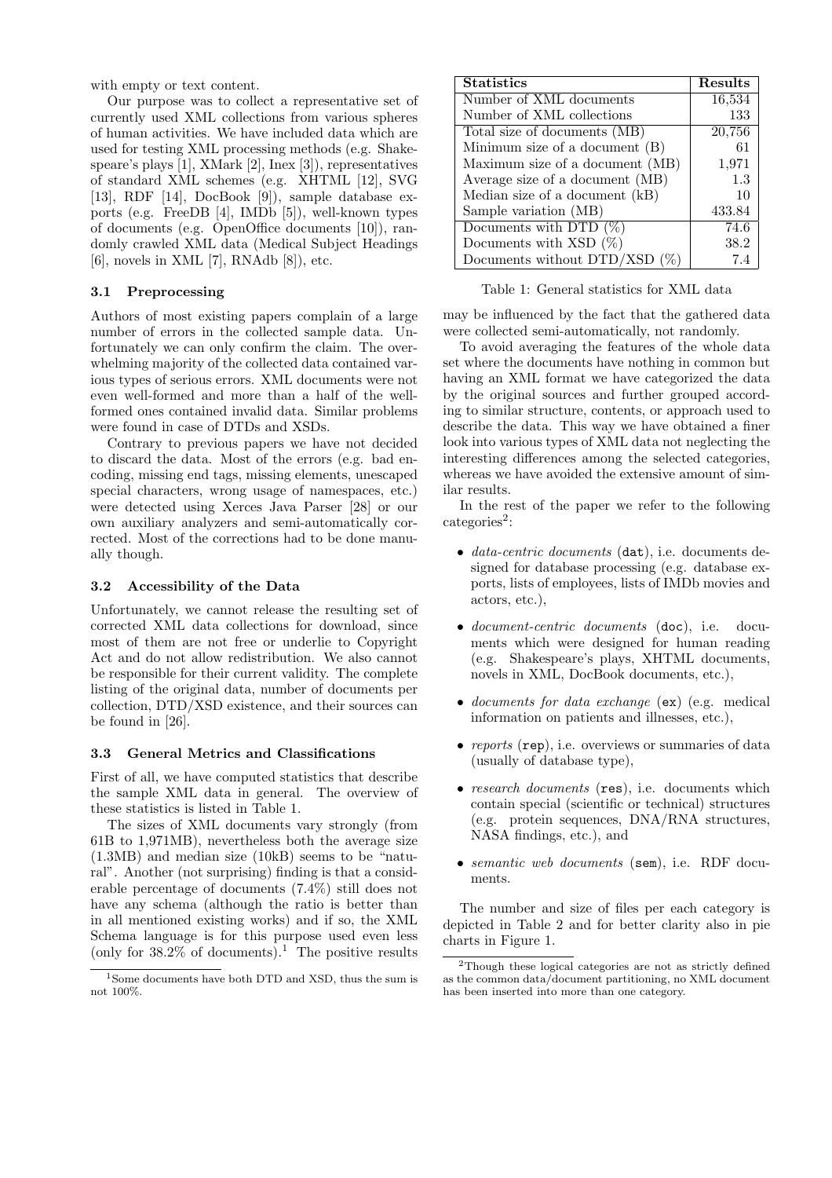with empty or text content.

Our purpose was to collect a representative set of currently used XML collections from various spheres of human activities. We have included data which are used for testing XML processing methods (e.g. Shakespeare's plays [1], XMark [2], Inex [3]), representatives of standard XML schemes (e.g. XHTML [12], SVG [13], RDF [14], DocBook [9]), sample database exports (e.g. FreeDB [4], IMDb [5]), well-known types of documents (e.g. OpenOffice documents [10]), randomly crawled XML data (Medical Subject Headings [6], novels in XML [7], RNAdb [8]), etc.

### 3.1 Preprocessing

Authors of most existing papers complain of a large number of errors in the collected sample data. Unfortunately we can only confirm the claim. The overwhelming majority of the collected data contained various types of serious errors. XML documents were not even well-formed and more than a half of the well-formed ones contained invalid data. Similar problems were found in case of DTDs and XSDs.

Contrary to previous papers we have not decided to discard the data. Most of the errors (e.g. bad encoding, missing end tags, missing elements, unescaped special characters, wrong usage of namespaces, etc.) were detected using Xerces Java Parser [28] or our own auxiliary analyzers and semi-automatically corrected. Most of the corrections had to be done manually though.

### 3.2 Accessibility of the Data

Unfortunately, we cannot release the resulting set of corrected XML data collections for download, since most of them are not free or underlie to Copyright Act and do not allow redistribution. We also cannot be responsible for their current validity. The complete listing of the original data, number of documents per collection, DTD/XSD existence, and their sources can be found in [26].

### 3.3 General Metrics and Classifications

First of all, we have computed statistics that describe the sample XML data in general. The overview of these statistics is listed in Table 1.

| Statistics | Results |
|---|---|
| Number of XML documents | 16,534 |
| Number of XML collections | 133 |
| Total size of documents (MB) | 20,756 |
| Minimum size of a document (B) | 61 |
| Maximum size of a document (MB) | 1,971 |
| Average size of a document (MB) | 1.3 |
| Median size of a document (kB) | 10 |
| Sample variation (MB) | 433.84 |
| Documents with DTD (%) | 74.6 |
| Documents with XSD (%) | 38.2 |
| Documents without DTD/XSD (%) | 7.4 |

Table 1: General statistics for XML data

The sizes of XML documents vary strongly (from 61B to 1,971MB), nevertheless both the average size (1.3MB) and median size (10kB) seems to be "natural". Another (not surprising) finding is that a considerable percentage of documents (7.4%) still does not have any schema (although the ratio is better than in all mentioned existing works) and if so, the XML Schema language is for this purpose used even less (only for 38.2% of documents).[1] The positive results may be influenced by the fact that the gathered data were collected semi-automatically, not randomly.

To avoid averaging the features of the whole data set where the documents have nothing in common but having an XML format we have categorized the data by the original sources and further grouped according to similar structure, contents, or approach used to describe the data. This way we have obtained a finer look into various types of XML data not neglecting the interesting differences among the selected categories, whereas we have avoided the extensive amount of similar results.

In the rest of the paper we refer to the following categories[2]:

- *data-centric documents* (`dat`), i.e. documents designed for database processing (e.g. database exports, lists of employees, lists of IMDb movies and actors, etc.),
- *document-centric documents* (`doc`), i.e. documents which were designed for human reading (e.g. Shakespeare's plays, XHTML documents, novels in XML, DocBook documents, etc.),
- *documents for data exchange* (`ex`) (e.g. medical information on patients and illnesses, etc.),
- *reports* (`rep`), i.e. overviews or summaries of data (usually of database type),
- *research documents* (`res`), i.e. documents which contain special (scientific or technical) structures (e.g. protein sequences, DNA/RNA structures, NASA findings, etc.), and
- *semantic web documents* (`sem`), i.e. RDF documents.

The number and size of files per each category is depicted in Table 2 and for better clarity also in pie charts in Figure 1.

[1] Some documents have both DTD and XSD, thus the sum is not 100%.

[2] Though these logical categories are not as strictly defined as the common data/document partitioning, no XML document has been inserted into more than one category.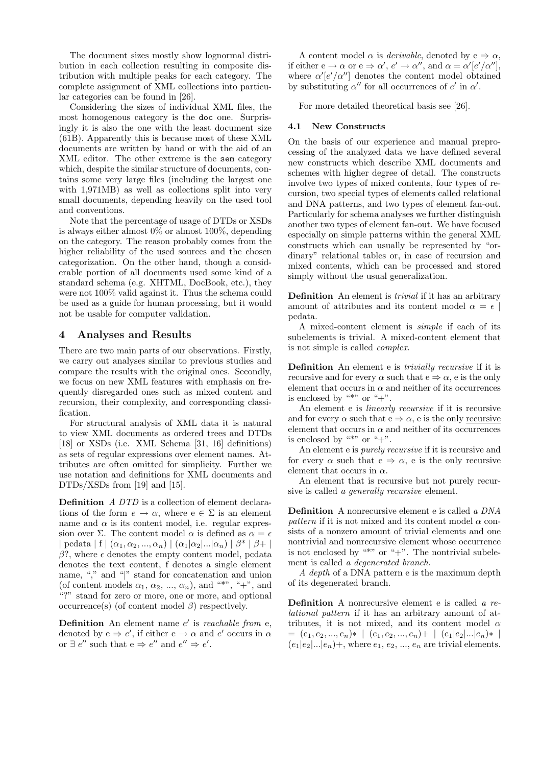The document sizes mostly show lognormal distribution in each collection resulting in composite distribution with multiple peaks for each category. The complete assignment of XML collections into particular categories can be found in [26].

Considering the sizes of individual XML files, the most homogenous category is the `doc` one. Surprisingly it is also the one with the least document size (61B). Apparently this is because most of these XML documents are written by hand or with the aid of an XML editor. The other extreme is the `sem` category which, despite the similar structure of documents, contains some very large files (including the largest one with 1,971MB) as well as collections split into very small documents, depending heavily on the used tool and conventions.

Note that the percentage of usage of DTDs or XSDs is always either almost 0% or almost 100%, depending on the category. The reason probably comes from the higher reliability of the used sources and the chosen categorization. On the other hand, though a considerable portion of all documents used some kind of a standard schema (e.g. XHTML, DocBook, etc.), they were not 100% valid against it. Thus the schema could be used as a guide for human processing, but it would not be usable for computer validation.

# 4 Analyses and Results

There are two main parts of our observations. Firstly, we carry out analyses similar to previous studies and compare the results with the original ones. Secondly, we focus on new XML features with emphasis on frequently disregarded ones such as mixed content and recursion, their complexity, and corresponding classification.

For structural analysis of XML data it is natural to view XML documents as ordered trees and DTDs [18] or XSDs (i.e. XML Schema [31, 16] definitions) as sets of regular expressions over element names. Attributes are often omitted for simplicity. Further we use notation and definitions for XML documents and DTDs/XSDs from [19] and [15].

**Definition** *A DTD* is a collection of element declarations of the form $e \to \alpha$, where $e \in \Sigma$ is an element name and $\alpha$ is its content model, i.e. regular expression over $\Sigma$. The content model $\alpha$ is defined as $\alpha = \epsilon \mid \text{pcdata} \mid f \mid (\alpha_1, \alpha_2, ..., \alpha_n) \mid (\alpha_1|\alpha_2|...|\alpha_n) \mid \beta* \mid \beta+ \mid \beta?$, where $\epsilon$ denotes the empty content model, pcdata denotes the text content, f denotes a single element name, "," and "|" stand for concatenation and union (of content models $\alpha_1, \alpha_2, ..., \alpha_n$), and "*", "+", and "?" stand for zero or more, one or more, and optional occurrence(s) (of content model $\beta$) respectively.

**Definition** An element name $e'$ is *reachable from* e, denoted by $e \Rightarrow e'$, if either $e \to \alpha$ and $e'$ occurs in $\alpha$ or $\exists\, e''$ such that $e \Rightarrow e''$ and $e'' \Rightarrow e'$.

A content model $\alpha$ is *derivable*, denoted by $e \Rightarrow \alpha$, if either $e \to \alpha$ or $e \Rightarrow \alpha'$, $e' \to \alpha''$, and $\alpha = \alpha'[e'/\alpha'']$, where $\alpha'[e'/\alpha'']$ denotes the content model obtained by substituting $\alpha''$ for all occurrences of $e'$ in $\alpha'$.

For more detailed theoretical basis see [26].

## 4.1 New Constructs

On the basis of our experience and manual preprocessing of the analyzed data we have defined several new constructs which describe XML documents and schemes with higher degree of detail. The constructs involve two types of mixed contents, four types of recursion, two special types of elements called relational and DNA patterns, and two types of element fan-out. Particularly for schema analyses we further distinguish another two types of element fan-out. We have focused especially on simple patterns within the general XML constructs which can usually be represented by "ordinary" relational tables or, in case of recursion and mixed contents, which can be processed and stored simply without the usual generalization.

**Definition** An element is *trivial* if it has an arbitrary amount of attributes and its content model $\alpha = \epsilon \mid \text{pcdata}$.

A mixed-content element is *simple* if each of its subelements is trivial. A mixed-content element that is not simple is called *complex*.

**Definition** An element e is *trivially recursive* if it is recursive and for every $\alpha$ such that $e \Rightarrow \alpha$, e is the only element that occurs in $\alpha$ and neither of its occurrences is enclosed by "*" or "+".

An element e is *linearly recursive* if it is recursive and for every $\alpha$ such that $e \Rightarrow \alpha$, e is the only recursive element that occurs in $\alpha$ and neither of its occurrences is enclosed by "*" or "+".

An element e is *purely recursive* if it is recursive and for every $\alpha$ such that $e \Rightarrow \alpha$, e is the only recursive element that occurs in $\alpha$.

An element that is recursive but not purely recursive is called *a generally recursive* element.

**Definition** A nonrecursive element e is called *a DNA pattern* if it is not mixed and its content model $\alpha$ consists of a nonzero amount of trivial elements and one nontrivial and nonrecursive element whose occurrence is not enclosed by "*" or "+". The nontrivial subelement is called *a degenerated branch*.

*A depth* of a DNA pattern e is the maximum depth of its degenerated branch.

**Definition** A nonrecursive element e is called *a relational pattern* if it has an arbitrary amount of attributes, it is not mixed, and its content model $\alpha = (e_1, e_2, ..., e_n)* \mid (e_1, e_2, ..., e_n)+ \mid (e_1|e_2|...|e_n)* \mid (e_1|e_2|...|e_n)+$, where $e_1, e_2, ..., e_n$ are trivial elements.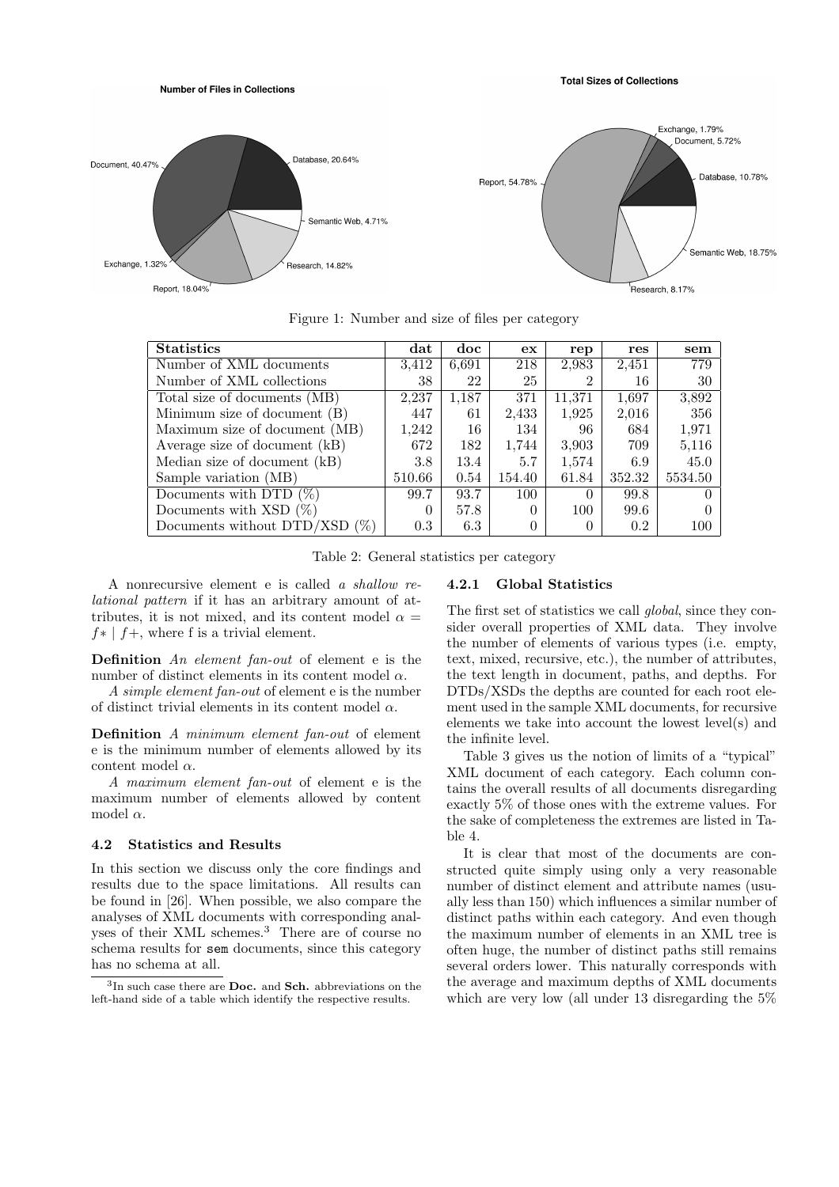Figure 1: Number and size of files per category

| Statistics | dat | doc | ex | rep | res | sem |
|---|---|---|---|---|---|---|
| Number of XML documents | 3,412 | 6,691 | 218 | 2,983 | 2,451 | 779 |
| Number of XML collections | 38 | 22 | 25 | 2 | 16 | 30 |
| Total size of documents (MB) | 2,237 | 1,187 | 371 | 11,371 | 1,697 | 3,892 |
| Minimum size of document (B) | 447 | 61 | 2,433 | 1,925 | 2,016 | 356 |
| Maximum size of document (MB) | 1,242 | 16 | 134 | 96 | 684 | 1,971 |
| Average size of document (kB) | 672 | 182 | 1,744 | 3,903 | 709 | 5,116 |
| Median size of document (kB) | 3.8 | 13.4 | 5.7 | 1,574 | 6.9 | 45.0 |
| Sample variation (MB) | 510.66 | 0.54 | 154.40 | 61.84 | 352.32 | 5534.50 |
| Documents with DTD (%) | 99.7 | 93.7 | 100 | 0 | 99.8 | 0 |
| Documents with XSD (%) | 0 | 57.8 | 0 | 100 | 99.6 | 0 |
| Documents without DTD/XSD (%) | 0.3 | 6.3 | 0 | 0 | 0.2 | 100 |

Table 2: General statistics per category

A nonrecursive element e is called *a shallow relational pattern* if it has an arbitrary amount of attributes, it is not mixed, and its content model $\alpha = f* \mid f+$, where f is a trivial element.

**Definition** *An element fan-out* of element e is the number of distinct elements in its content model $\alpha$.

*A simple element fan-out* of element e is the number of distinct trivial elements in its content model $\alpha$.

**Definition** *A minimum element fan-out* of element e is the minimum number of elements allowed by its content model $\alpha$.

*A maximum element fan-out* of element e is the maximum number of elements allowed by content model $\alpha$.

### 4.2 Statistics and Results

In this section we discuss only the core findings and results due to the space limitations. All results can be found in [26]. When possible, we also compare the analyses of XML documents with corresponding analyses of their XML schemes.[3] There are of course no schema results for sem documents, since this category has no schema at all.

[3] In such case there are **Doc.** and **Sch.** abbreviations on the left-hand side of a table which identify the respective results.

#### 4.2.1 Global Statistics

The first set of statistics we call *global*, since they consider overall properties of XML data. They involve the number of elements of various types (i.e. empty, text, mixed, recursive, etc.), the number of attributes, the text length in document, paths, and depths. For DTDs/XSDs the depths are counted for each root element used in the sample XML documents, for recursive elements we take into account the lowest level(s) and the infinite level.

Table 3 gives us the notion of limits of a "typical" XML document of each category. Each column contains the overall results of all documents disregarding exactly 5% of those ones with the extreme values. For the sake of completeness the extremes are listed in Table 4.

It is clear that most of the documents are constructed quite simply using only a very reasonable number of distinct element and attribute names (usually less than 150) which influences a similar number of distinct paths within each category. And even though the maximum number of elements in an XML tree is often huge, the number of distinct paths still remains several orders lower. This naturally corresponds with the average and maximum depths of XML documents which are very low (all under 13 disregarding the 5%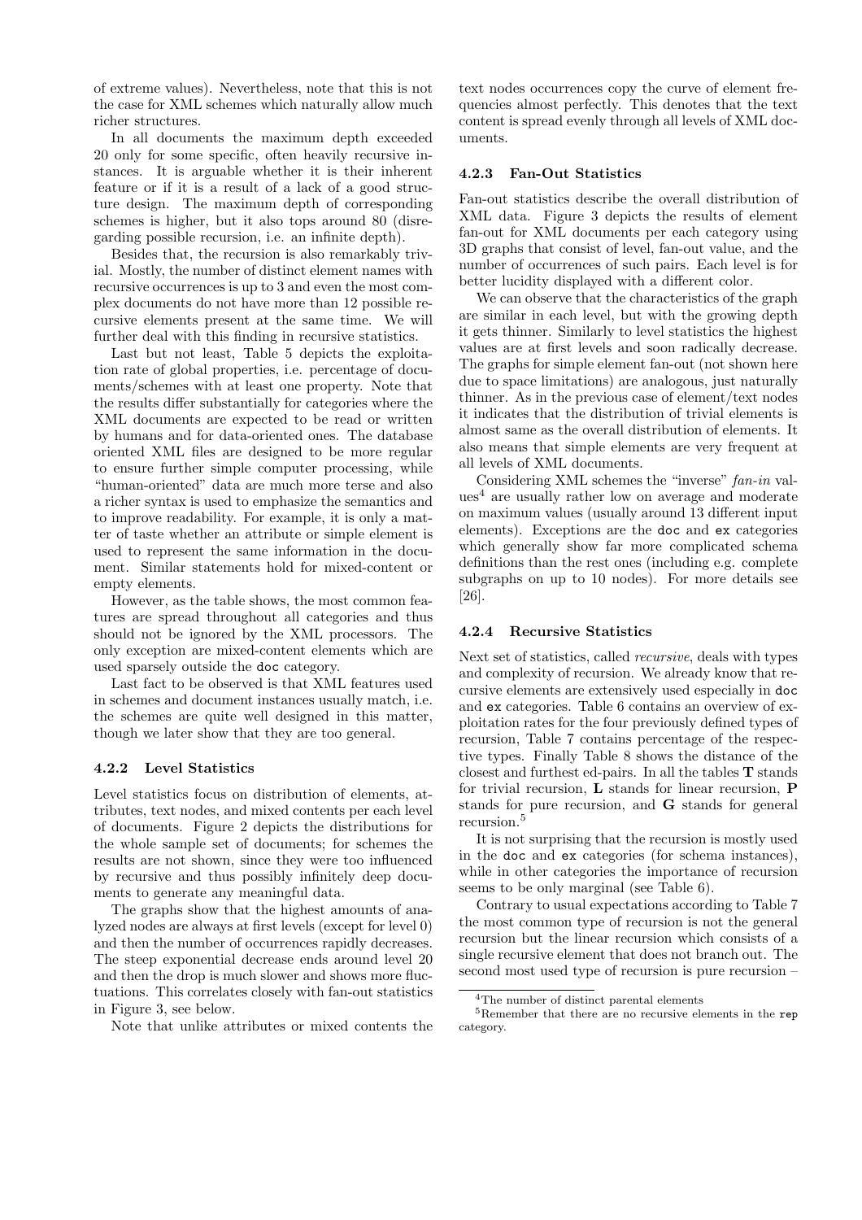of extreme values). Nevertheless, note that this is not the case for XML schemes which naturally allow much richer structures.

In all documents the maximum depth exceeded 20 only for some specific, often heavily recursive instances. It is arguable whether it is their inherent feature or if it is a result of a lack of a good structure design. The maximum depth of corresponding schemes is higher, but it also tops around 80 (disregarding possible recursion, i.e. an infinite depth).

Besides that, the recursion is also remarkably trivial. Mostly, the number of distinct element names with recursive occurrences is up to 3 and even the most complex documents do not have more than 12 possible recursive elements present at the same time. We will further deal with this finding in recursive statistics.

Last but not least, Table 5 depicts the exploitation rate of global properties, i.e. percentage of documents/schemes with at least one property. Note that the results differ substantially for categories where the XML documents are expected to be read or written by humans and for data-oriented ones. The database oriented XML files are designed to be more regular to ensure further simple computer processing, while "human-oriented" data are much more terse and also a richer syntax is used to emphasize the semantics and to improve readability. For example, it is only a matter of taste whether an attribute or simple element is used to represent the same information in the document. Similar statements hold for mixed-content or empty elements.

However, as the table shows, the most common features are spread throughout all categories and thus should not be ignored by the XML processors. The only exception are mixed-content elements which are used sparsely outside the `doc` category.

Last fact to be observed is that XML features used in schemes and document instances usually match, i.e. the schemes are quite well designed in this matter, though we later show that they are too general.

#### 4.2.2 Level Statistics

Level statistics focus on distribution of elements, attributes, text nodes, and mixed contents per each level of documents. Figure 2 depicts the distributions for the whole sample set of documents; for schemes the results are not shown, since they were too influenced by recursive and thus possibly infinitely deep documents to generate any meaningful data.

The graphs show that the highest amounts of analyzed nodes are always at first levels (except for level 0) and then the number of occurrences rapidly decreases. The steep exponential decrease ends around level 20 and then the drop is much slower and shows more fluctuations. This correlates closely with fan-out statistics in Figure 3, see below.

Note that unlike attributes or mixed contents the text nodes occurrences copy the curve of element frequencies almost perfectly. This denotes that the text content is spread evenly through all levels of XML documents.

#### 4.2.3 Fan-Out Statistics

Fan-out statistics describe the overall distribution of XML data. Figure 3 depicts the results of element fan-out for XML documents per each category using 3D graphs that consist of level, fan-out value, and the number of occurrences of such pairs. Each level is for better lucidity displayed with a different color.

We can observe that the characteristics of the graph are similar in each level, but with the growing depth it gets thinner. Similarly to level statistics the highest values are at first levels and soon radically decrease. The graphs for simple element fan-out (not shown here due to space limitations) are analogous, just naturally thinner. As in the previous case of element/text nodes it indicates that the distribution of trivial elements is almost same as the overall distribution of elements. It also means that simple elements are very frequent at all levels of XML documents.

Considering XML schemes the "inverse" *fan-in* values[4] are usually rather low on average and moderate on maximum values (usually around 13 different input elements). Exceptions are the `doc` and `ex` categories which generally show far more complicated schema definitions than the rest ones (including e.g. complete subgraphs on up to 10 nodes). For more details see [26].

#### 4.2.4 Recursive Statistics

Next set of statistics, called *recursive*, deals with types and complexity of recursion. We already know that recursive elements are extensively used especially in `doc` and `ex` categories. Table 6 contains an overview of exploitation rates for the four previously defined types of recursion, Table 7 contains percentage of the respective types. Finally Table 8 shows the distance of the closest and furthest ed-pairs. In all the tables **T** stands for trivial recursion, **L** stands for linear recursion, **P** stands for pure recursion, and **G** stands for general recursion.[5]

It is not surprising that the recursion is mostly used in the `doc` and `ex` categories (for schema instances), while in other categories the importance of recursion seems to be only marginal (see Table 6).

Contrary to usual expectations according to Table 7 the most common type of recursion is not the general recursion but the linear recursion which consists of a single recursive element that does not branch out. The second most used type of recursion is pure recursion –

[4] The number of distinct parental elements

[5] Remember that there are no recursive elements in the `rep` category.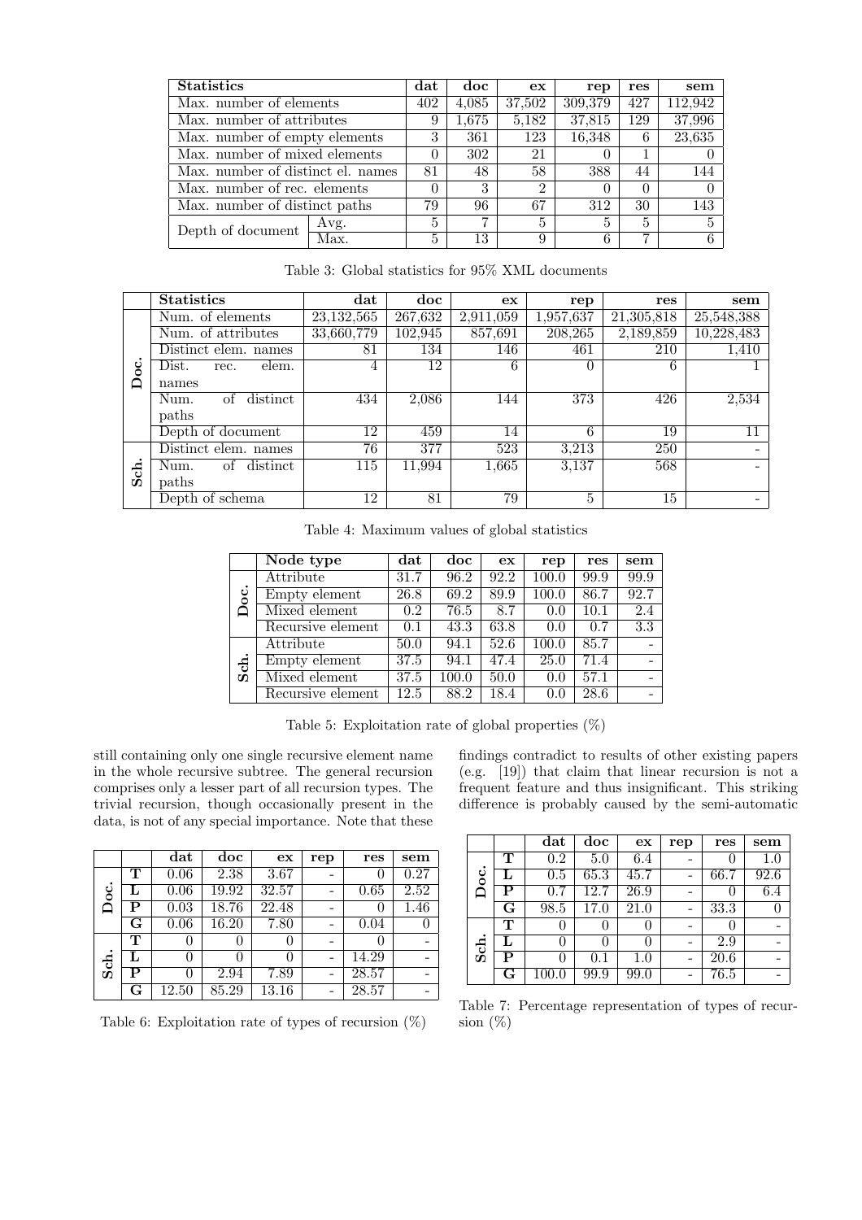| Statistics | | dat | doc | ex | rep | res | sem |
|---|---|---|---|---|---|---|---|
| Max. number of elements | | 402 | 4,085 | 37,502 | 309,379 | 427 | 112,942 |
| Max. number of attributes | | 9 | 1,675 | 5,182 | 37,815 | 129 | 37,996 |
| Max. number of empty elements | | 3 | 361 | 123 | 16,348 | 6 | 23,635 |
| Max. number of mixed elements | | 0 | 302 | 21 | 0 | 1 | 0 |
| Max. number of distinct el. names | | 81 | 48 | 58 | 388 | 44 | 144 |
| Max. number of rec. elements | | 0 | 3 | 2 | 0 | 0 | 0 |
| Max. number of distinct paths | | 79 | 96 | 67 | 312 | 30 | 143 |
| Depth of document | Avg. | 5 | 7 | 5 | 5 | 5 | 5 |
| | Max. | 5 | 13 | 9 | 6 | 7 | 6 |

Table 3: Global statistics for 95% XML documents

| | Statistics | dat | doc | ex | rep | res | sem |
|---|---|---|---|---|---|---|---|
| Doc. | Num. of elements | 23,132,565 | 267,632 | 2,911,059 | 1,957,637 | 21,305,818 | 25,548,388 |
| | Num. of attributes | 33,660,779 | 102,945 | 857,691 | 208,265 | 2,189,859 | 10,228,483 |
| | Distinct elem. names | 81 | 134 | 146 | 461 | 210 | 1,410 |
| | Dist. rec. elem. names | 4 | 12 | 6 | 0 | 6 | 1 |
| | Num. of distinct paths | 434 | 2,086 | 144 | 373 | 426 | 2,534 |
| | Depth of document | 12 | 459 | 14 | 6 | 19 | 11 |
| Sch. | Distinct elem. names | 76 | 377 | 523 | 3,213 | 250 | - |
| | Num. of distinct paths | 115 | 11,994 | 1,665 | 3,137 | 568 | - |
| | Depth of schema | 12 | 81 | 79 | 5 | 15 | - |

Table 4: Maximum values of global statistics

| | Node type | dat | doc | ex | rep | res | sem |
|---|---|---|---|---|---|---|---|
| Doc. | Attribute | 31.7 | 96.2 | 92.2 | 100.0 | 99.9 | 99.9 |
| | Empty element | 26.8 | 69.2 | 89.9 | 100.0 | 86.7 | 92.7 |
| | Mixed element | 0.2 | 76.5 | 8.7 | 0.0 | 10.1 | 2.4 |
| | Recursive element | 0.1 | 43.3 | 63.8 | 0.0 | 0.7 | 3.3 |
| Sch. | Attribute | 50.0 | 94.1 | 52.6 | 100.0 | 85.7 | - |
| | Empty element | 37.5 | 94.1 | 47.4 | 25.0 | 71.4 | - |
| | Mixed element | 37.5 | 100.0 | 50.0 | 0.0 | 57.1 | - |
| | Recursive element | 12.5 | 88.2 | 18.4 | 0.0 | 28.6 | - |

Table 5: Exploitation rate of global properties (%)

still containing only one single recursive element name in the whole recursive subtree. The general recursion comprises only a lesser part of all recursion types. The trivial recursion, though occasionally present in the data, is not of any special importance. Note that these findings contradict to results of other existing papers (e.g. [19]) that claim that linear recursion is not a frequent feature and thus insignificant. This striking difference is probably caused by the semi-automatic

| | | dat | doc | ex | rep | res | sem |
|---|---|---|---|---|---|---|---|
| Doc. | T | 0.06 | 2.38 | 3.67 | - | 0 | 0.27 |
| | L | 0.06 | 19.92 | 32.57 | - | 0.65 | 2.52 |
| | P | 0.03 | 18.76 | 22.48 | - | 0 | 1.46 |
| | G | 0.06 | 16.20 | 7.80 | - | 0.04 | 0 |
| Sch. | T | 0 | 0 | 0 | - | 0 | - |
| | L | 0 | 0 | 0 | - | 14.29 | - |
| | P | 0 | 2.94 | 7.89 | - | 28.57 | - |
| | G | 12.50 | 85.29 | 13.16 | - | 28.57 | - |

Table 6: Exploitation rate of types of recursion (%)

| | | dat | doc | ex | rep | res | sem |
|---|---|---|---|---|---|---|---|
| Doc. | T | 0.2 | 5.0 | 6.4 | - | 0 | 1.0 |
| | L | 0.5 | 65.3 | 45.7 | - | 66.7 | 92.6 |
| | P | 0.7 | 12.7 | 26.9 | - | 0 | 6.4 |
| | G | 98.5 | 17.0 | 21.0 | - | 33.3 | 0 |
| Sch. | T | 0 | 0 | 0 | - | 0 | - |
| | L | 0 | 0 | 0 | - | 2.9 | - |
| | P | 0 | 0.1 | 1.0 | - | 20.6 | - |
| | G | 100.0 | 99.9 | 99.0 | - | 76.5 | - |

Table 7: Percentage representation of types of recursion (%)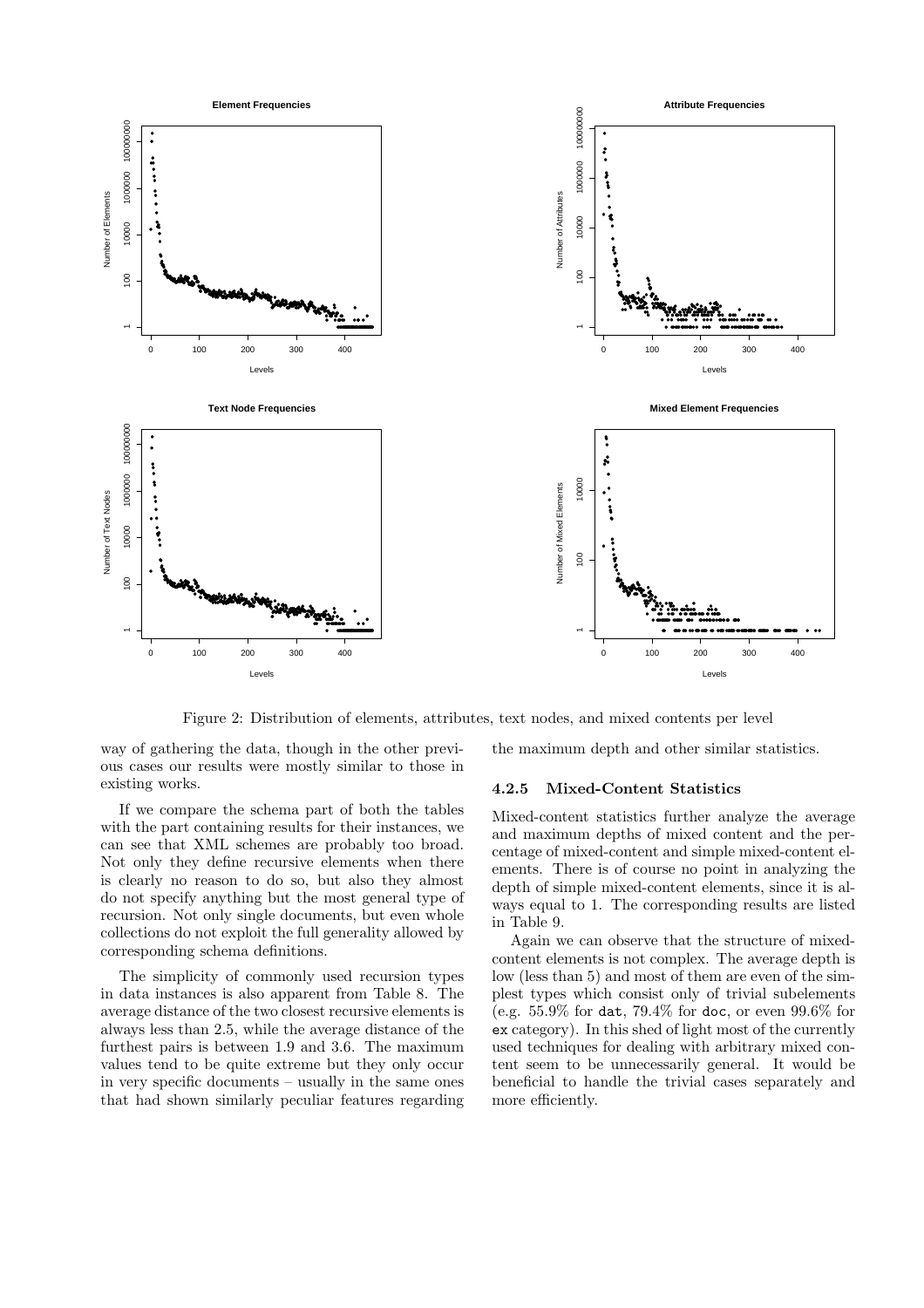Figure 2: Distribution of elements, attributes, text nodes, and mixed contents per level

way of gathering the data, though in the other previous cases our results were mostly similar to those in existing works.

If we compare the schema part of both the tables with the part containing results for their instances, we can see that XML schemes are probably too broad. Not only they define recursive elements when there is clearly no reason to do so, but also they almost do not specify anything but the most general type of recursion. Not only single documents, but even whole collections do not exploit the full generality allowed by corresponding schema definitions.

The simplicity of commonly used recursion types in data instances is also apparent from Table 8. The average distance of the two closest recursive elements is always less than 2.5, while the average distance of the furthest pairs is between 1.9 and 3.6. The maximum values tend to be quite extreme but they only occur in very specific documents – usually in the same ones that had shown similarly peculiar features regarding the maximum depth and other similar statistics.

### 4.2.5 Mixed-Content Statistics

Mixed-content statistics further analyze the average and maximum depths of mixed content and the percentage of mixed-content and simple mixed-content elements. There is of course no point in analyzing the depth of simple mixed-content elements, since it is always equal to 1. The corresponding results are listed in Table 9.

Again we can observe that the structure of mixed-content elements is not complex. The average depth is low (less than 5) and most of them are even of the simplest types which consist only of trivial subelements (e.g. 55.9% for dat, 79.4% for doc, or even 99.6% for ex category). In this shed of light most of the currently used techniques for dealing with arbitrary mixed content seem to be unnecessarily general. It would be beneficial to handle the trivial cases separately and more efficiently.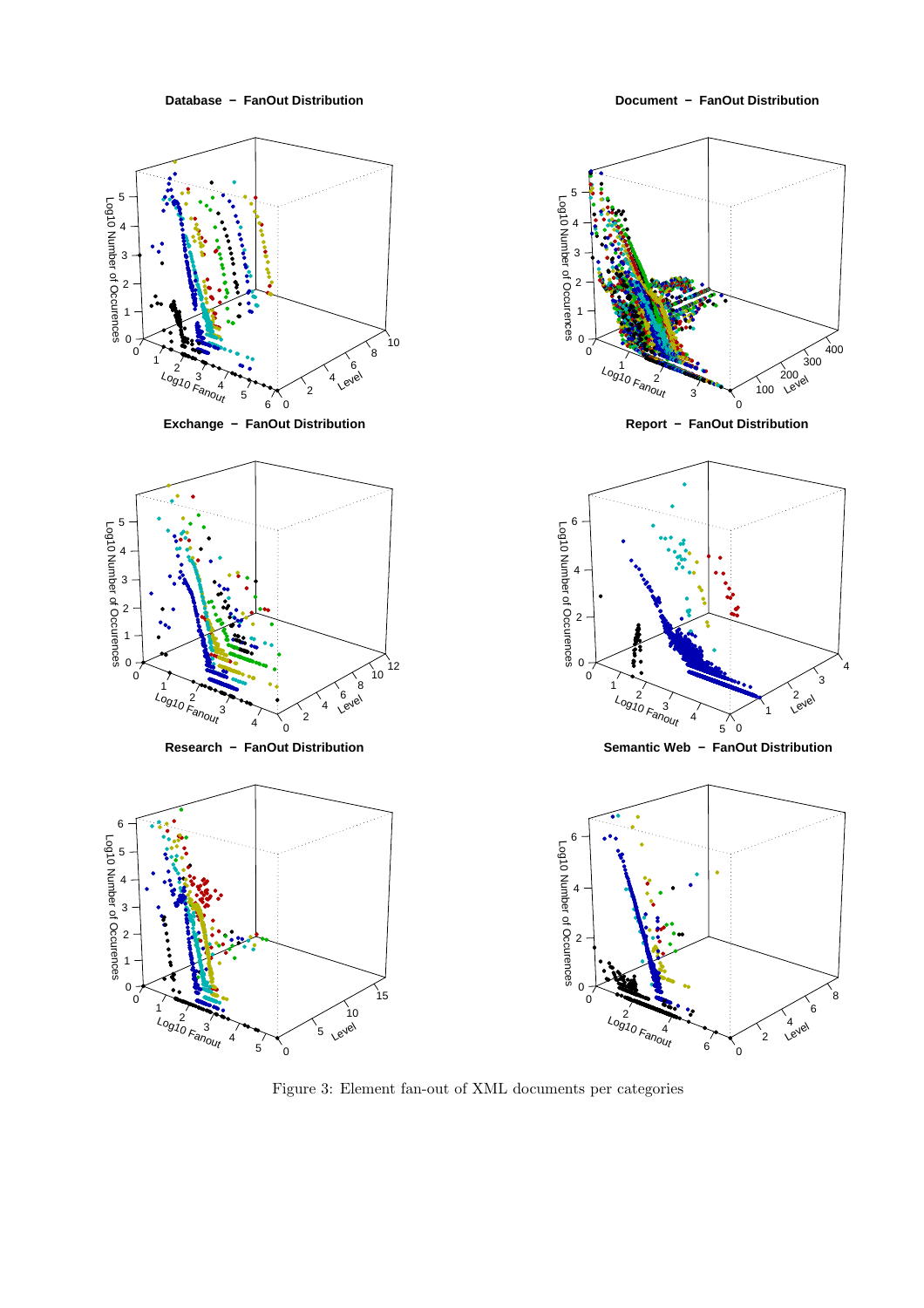Figure 3: Element fan-out of XML documents per categories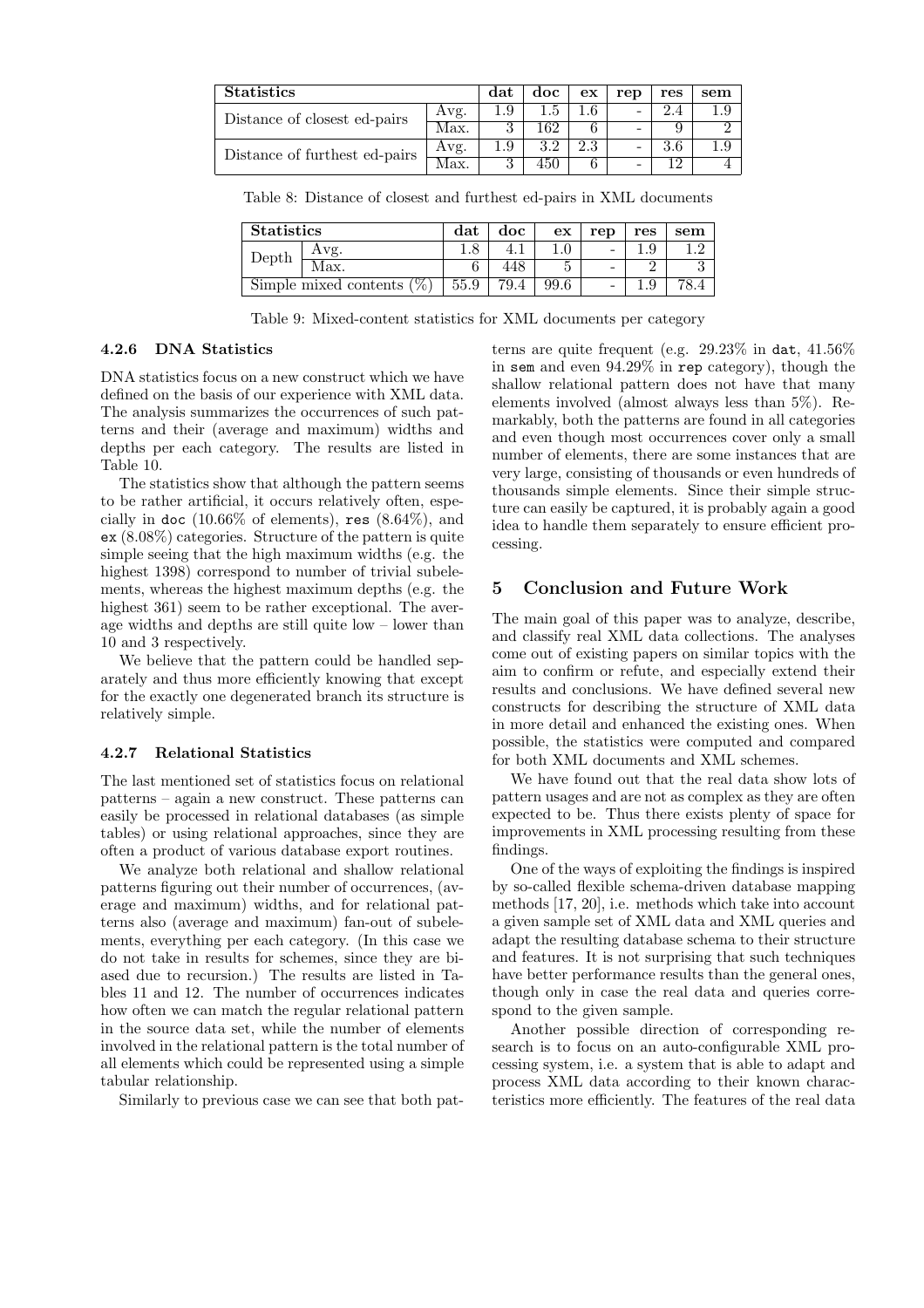| Statistics | | dat | doc | ex | rep | res | sem |
|---|---|---|---|---|---|---|---|
| Distance of closest ed-pairs | Avg. | 1.9 | 1.5 | 1.6 | - | 2.4 | 1.9 |
| | Max. | 3 | 162 | 6 | - | 9 | 2 |
| Distance of furthest ed-pairs | Avg. | 1.9 | 3.2 | 2.3 | - | 3.6 | 1.9 |
| | Max. | 3 | 450 | 6 | - | 12 | 4 |

Table 8: Distance of closest and furthest ed-pairs in XML documents

| Statistics | | dat | doc | ex | rep | res | sem |
|---|---|---|---|---|---|---|---|
| Depth | Avg. | 1.8 | 4.1 | 1.0 | - | 1.9 | 1.2 |
| | Max. | 6 | 448 | 5 | - | 2 | 3 |
| Simple mixed contents (%) | | 55.9 | 79.4 | 99.6 | - | 1.9 | 78.4 |

Table 9: Mixed-content statistics for XML documents per category

### 4.2.6 DNA Statistics

DNA statistics focus on a new construct which we have defined on the basis of our experience with XML data. The analysis summarizes the occurrences of such patterns and their (average and maximum) widths and depths per each category. The results are listed in Table 10.

The statistics show that although the pattern seems to be rather artificial, it occurs relatively often, especially in doc (10.66% of elements), res (8.64%), and ex (8.08%) categories. Structure of the pattern is quite simple seeing that the high maximum widths (e.g. the highest 1398) correspond to number of trivial subelements, whereas the highest maximum depths (e.g. the highest 361) seem to be rather exceptional. The average widths and depths are still quite low – lower than 10 and 3 respectively.

We believe that the pattern could be handled separately and thus more efficiently knowing that except for the exactly one degenerated branch its structure is relatively simple.

### 4.2.7 Relational Statistics

The last mentioned set of statistics focus on relational patterns – again a new construct. These patterns can easily be processed in relational databases (as simple tables) or using relational approaches, since they are often a product of various database export routines.

We analyze both relational and shallow relational patterns figuring out their number of occurrences, (average and maximum) widths, and for relational patterns also (average and maximum) fan-out of subelements, everything per each category. (In this case we do not take in results for schemes, since they are biased due to recursion.) The results are listed in Tables 11 and 12. The number of occurrences indicates how often we can match the regular relational pattern in the source data set, while the number of elements involved in the relational pattern is the total number of all elements which could be represented using a simple tabular relationship.

Similarly to previous case we can see that both patterns are quite frequent (e.g. 29.23% in dat, 41.56% in sem and even 94.29% in rep category), though the shallow relational pattern does not have that many elements involved (almost always less than 5%). Remarkably, both the patterns are found in all categories and even though most occurrences cover only a small number of elements, there are some instances that are very large, consisting of thousands or even hundreds of thousands simple elements. Since their simple structure can easily be captured, it is probably again a good idea to handle them separately to ensure efficient processing.

## 5 Conclusion and Future Work

The main goal of this paper was to analyze, describe, and classify real XML data collections. The analyses come out of existing papers on similar topics with the aim to confirm or refute, and especially extend their results and conclusions. We have defined several new constructs for describing the structure of XML data in more detail and enhanced the existing ones. When possible, the statistics were computed and compared for both XML documents and XML schemes.

We have found out that the real data show lots of pattern usages and are not as complex as they are often expected to be. Thus there exists plenty of space for improvements in XML processing resulting from these findings.

One of the ways of exploiting the findings is inspired by so-called flexible schema-driven database mapping methods [17, 20], i.e. methods which take into account a given sample set of XML data and XML queries and adapt the resulting database schema to their structure and features. It is not surprising that such techniques have better performance results than the general ones, though only in case the real data and queries correspond to the given sample.

Another possible direction of corresponding research is to focus on an auto-configurable XML processing system, i.e. a system that is able to adapt and process XML data according to their known characteristics more efficiently. The features of the real data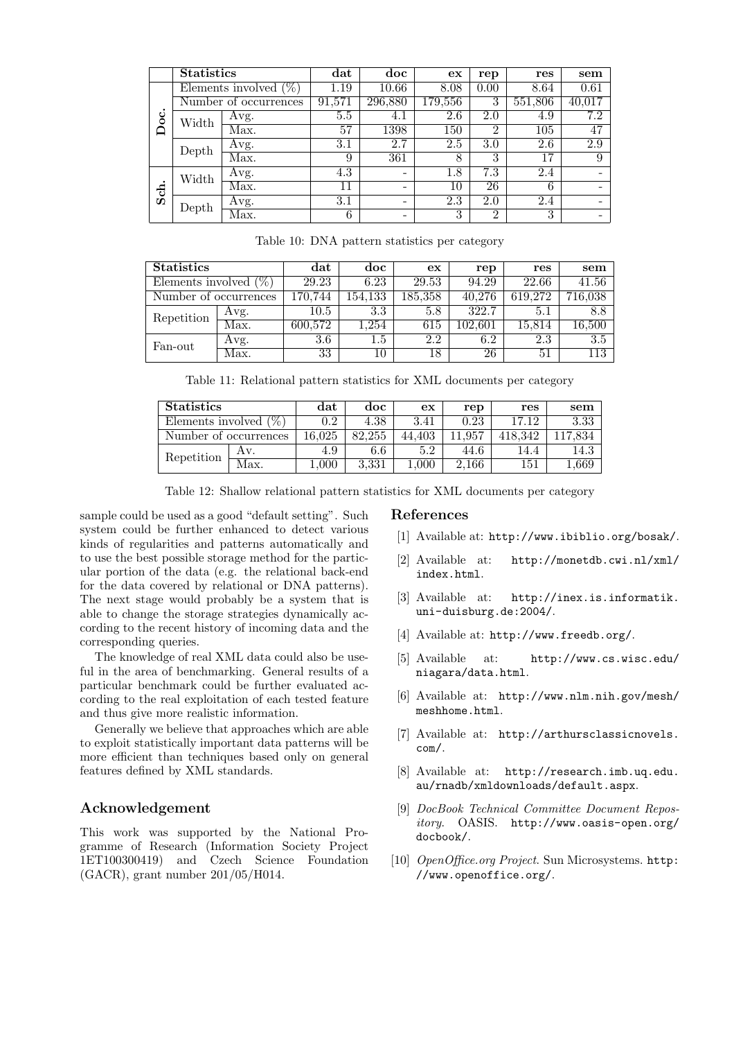| | Statistics | | dat | doc | ex | rep | res | sem |
|---|---|---|---|---|---|---|---|---|
| Doc. | Elements involved (%) | | 1.19 | 10.66 | 8.08 | 0.00 | 8.64 | 0.61 |
| | Number of occurrences | | 91,571 | 296,880 | 179,556 | 3 | 551,806 | 40,017 |
| | Width | Avg. | 5.5 | 4.1 | 2.6 | 2.0 | 4.9 | 7.2 |
| | | Max. | 57 | 1398 | 150 | 2 | 105 | 47 |
| | Depth | Avg. | 3.1 | 2.7 | 2.5 | 3.0 | 2.6 | 2.9 |
| | | Max. | 9 | 361 | 8 | 3 | 17 | 9 |
| Sch. | Width | Avg. | 4.3 | - | 1.8 | 7.3 | 2.4 | - |
| | | Max. | 11 | - | 10 | 26 | 6 | - |
| | Depth | Avg. | 3.1 | - | 2.3 | 2.0 | 2.4 | - |
| | | Max. | 6 | - | 3 | 2 | 3 | - |

Table 10: DNA pattern statistics per category

| Statistics | | dat | doc | ex | rep | res | sem |
|---|---|---|---|---|---|---|---|
| Elements involved (%) | | 29.23 | 6.23 | 29.53 | 94.29 | 22.66 | 41.56 |
| Number of occurrences | | 170,744 | 154,133 | 185,358 | 40,276 | 619,272 | 716,038 |
| Repetition | Avg. | 10.5 | 3.3 | 5.8 | 322.7 | 5.1 | 8.8 |
| | Max. | 600,572 | 1,254 | 615 | 102,601 | 15,814 | 16,500 |
| Fan-out | Avg. | 3.6 | 1.5 | 2.2 | 6.2 | 2.3 | 3.5 |
| | Max. | 33 | 10 | 18 | 26 | 51 | 113 |

Table 11: Relational pattern statistics for XML documents per category

| Statistics | | dat | doc | ex | rep | res | sem |
|---|---|---|---|---|---|---|---|
| Elements involved (%) | | 0.2 | 4.38 | 3.41 | 0.23 | 17.12 | 3.33 |
| Number of occurrences | | 16,025 | 82,255 | 44,403 | 11,957 | 418,342 | 117,834 |
| Repetition | Av. | 4.9 | 6.6 | 5.2 | 44.6 | 14.4 | 14.3 |
| | Max. | 1,000 | 3,331 | 1,000 | 2,166 | 151 | 1,669 |

Table 12: Shallow relational pattern statistics for XML documents per category

sample could be used as a good "default setting". Such system could be further enhanced to detect various kinds of regularities and patterns automatically and to use the best possible storage method for the particular portion of the data (e.g. the relational back-end for the data covered by relational or DNA patterns). The next stage would probably be a system that is able to change the storage strategies dynamically according to the recent history of incoming data and the corresponding queries.

The knowledge of real XML data could also be useful in the area of benchmarking. General results of a particular benchmark could be further evaluated according to the real exploitation of each tested feature and thus give more realistic information.

Generally we believe that approaches which are able to exploit statistically important data patterns will be more efficient than techniques based only on general features defined by XML standards.

## Acknowledgement

This work was supported by the National Programme of Research (Information Society Project 1ET100300419) and Czech Science Foundation (GACR), grant number 201/05/H014.

## References

[1] Available at: http://www.ibiblio.org/bosak/.

[2] Available at: http://monetdb.cwi.nl/xml/index.html.

[3] Available at: http://inex.is.informatik.uni-duisburg.de:2004/.

[4] Available at: http://www.freedb.org/.

[5] Available at: http://www.cs.wisc.edu/niagara/data.html.

[6] Available at: http://www.nlm.nih.gov/mesh/meshhome.html.

[7] Available at: http://arthursclassicnovels.com/.

[8] Available at: http://research.imb.uq.edu.au/rnadb/xmldownloads/default.aspx.

[9] *DocBook Technical Committee Document Repository*. OASIS. http://www.oasis-open.org/docbook/.

[10] *OpenOffice.org Project*. Sun Microsystems. http://www.openoffice.org/.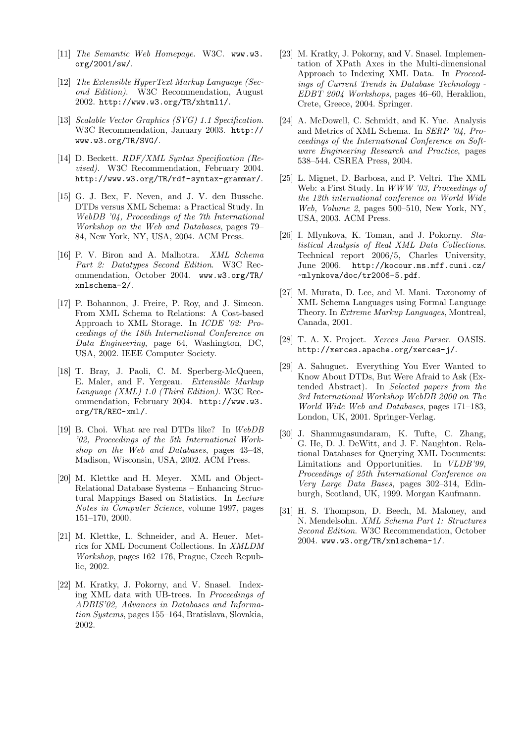[11] *The Semantic Web Homepage*. W3C. www.w3.org/2001/sw/.

[12] *The Extensible HyperText Markup Language (Second Edition)*. W3C Recommendation, August 2002. http://www.w3.org/TR/xhtml1/.

[13] *Scalable Vector Graphics (SVG) 1.1 Specification*. W3C Recommendation, January 2003. http://www.w3.org/TR/SVG/.

[14] D. Beckett. *RDF/XML Syntax Specification (Revised)*. W3C Recommendation, February 2004. http://www.w3.org/TR/rdf-syntax-grammar/.

[15] G. J. Bex, F. Neven, and J. V. den Bussche. DTDs versus XML Schema: a Practical Study. In *WebDB '04, Proceedings of the 7th International Workshop on the Web and Databases*, pages 79–84, New York, NY, USA, 2004. ACM Press.

[16] P. V. Biron and A. Malhotra. *XML Schema Part 2: Datatypes Second Edition*. W3C Recommendation, October 2004. www.w3.org/TR/xmlschema-2/.

[17] P. Bohannon, J. Freire, P. Roy, and J. Simeon. From XML Schema to Relations: A Cost-based Approach to XML Storage. In *ICDE '02: Proceedings of the 18th International Conference on Data Engineering*, page 64, Washington, DC, USA, 2002. IEEE Computer Society.

[18] T. Bray, J. Paoli, C. M. Sperberg-McQueen, E. Maler, and F. Yergeau. *Extensible Markup Language (XML) 1.0 (Third Edition)*. W3C Recommendation, February 2004. http://www.w3.org/TR/REC-xml/.

[19] B. Choi. What are real DTDs like? In *WebDB '02, Proceedings of the 5th International Workshop on the Web and Databases*, pages 43–48, Madison, Wisconsin, USA, 2002. ACM Press.

[20] M. Klettke and H. Meyer. XML and Object-Relational Database Systems – Enhancing Structural Mappings Based on Statistics. In *Lecture Notes in Computer Science*, volume 1997, pages 151–170, 2000.

[21] M. Klettke, L. Schneider, and A. Heuer. Metrics for XML Document Collections. In *XMLDM Workshop*, pages 162–176, Prague, Czech Republic, 2002.

[22] M. Kratky, J. Pokorny, and V. Snasel. Indexing XML data with UB-trees. In *Proceedings of ADBIS'02, Advances in Databases and Information Systems*, pages 155–164, Bratislava, Slovakia, 2002.

[23] M. Kratky, J. Pokorny, and V. Snasel. Implementation of XPath Axes in the Multi-dimensional Approach to Indexing XML Data. In *Proceedings of Current Trends in Database Technology - EDBT 2004 Workshops*, pages 46–60, Heraklion, Crete, Greece, 2004. Springer.

[24] A. McDowell, C. Schmidt, and K. Yue. Analysis and Metrics of XML Schema. In *SERP '04, Proceedings of the International Conference on Software Engineering Research and Practice*, pages 538–544. CSREA Press, 2004.

[25] L. Mignet, D. Barbosa, and P. Veltri. The XML Web: a First Study. In *WWW '03, Proceedings of the 12th international conference on World Wide Web, Volume 2*, pages 500–510, New York, NY, USA, 2003. ACM Press.

[26] I. Mlynkova, K. Toman, and J. Pokorny. *Statistical Analysis of Real XML Data Collections*. Technical report 2006/5, Charles University, June 2006. http://kocour.ms.mff.cuni.cz/~mlynkova/doc/tr2006-5.pdf.

[27] M. Murata, D. Lee, and M. Mani. Taxonomy of XML Schema Languages using Formal Language Theory. In *Extreme Markup Languages*, Montreal, Canada, 2001.

[28] T. A. X. Project. *Xerces Java Parser*. OASIS. http://xerces.apache.org/xerces-j/.

[29] A. Sahuguet. Everything You Ever Wanted to Know About DTDs, But Were Afraid to Ask (Extended Abstract). In *Selected papers from the 3rd International Workshop WebDB 2000 on The World Wide Web and Databases*, pages 171–183, London, UK, 2001. Springer-Verlag.

[30] J. Shanmugasundaram, K. Tufte, C. Zhang, G. He, D. J. DeWitt, and J. F. Naughton. Relational Databases for Querying XML Documents: Limitations and Opportunities. In *VLDB'99, Proceedings of 25th International Conference on Very Large Data Bases*, pages 302–314, Edinburgh, Scotland, UK, 1999. Morgan Kaufmann.

[31] H. S. Thompson, D. Beech, M. Maloney, and N. Mendelsohn. *XML Schema Part 1: Structures Second Edition*. W3C Recommendation, October 2004. www.w3.org/TR/xmlschema-1/.